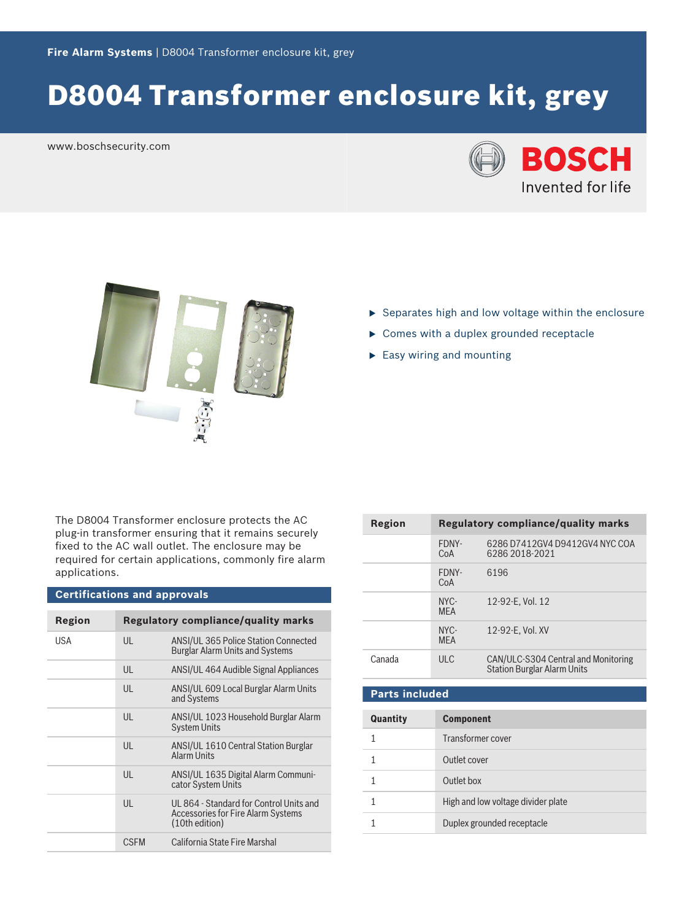# D8004 Transformer enclosure kit, grey

www.boschsecurity.com

- Separates high and low voltage within the enclosure
- Comes with a duplex grounded receptacle
- Easy wiring and mounting

The D8004 Transformer enclosure protects the AC plug-in transformer ensuring that it remains securely fixed to the AC wall outlet. The enclosure may be required for certain applications, commonly fire alarm applications.

## Certifications and approvals

| Region | Regulatory compliance/quality marks | |
|---|---|---|
| USA | UL | ANSI/UL 365 Police Station Connected Burglar Alarm Units and Systems |
| | UL | ANSI/UL 464 Audible Signal Appliances |
| | UL | ANSI/UL 609 Local Burglar Alarm Units and Systems |
| | UL | ANSI/UL 1023 Household Burglar Alarm System Units |
| | UL | ANSI/UL 1610 Central Station Burglar Alarm Units |
| | UL | ANSI/UL 1635 Digital Alarm Communicator System Units |
| | UL | UL 864 - Standard for Control Units and Accessories for Fire Alarm Systems (10th edition) |
| | CSFM | California State Fire Marshal |
| | FDNY-CoA | 6286 D7412GV4 D9412GV4 NYC COA 6286 2018-2021 |
| | FDNY-CoA | 6196 |
| | NYC-MEA | 12-92-E, Vol. 12 |
| | NYC-MEA | 12-92-E, Vol. XV |
| Canada | ULC | CAN/ULC-S304 Central and Monitoring Station Burglar Alarm Units |

## Parts included

| Quantity | Component |
|---|---|
| 1 | Transformer cover |
| 1 | Outlet cover |
| 1 | Outlet box |
| 1 | High and low voltage divider plate |
| 1 | Duplex grounded receptacle |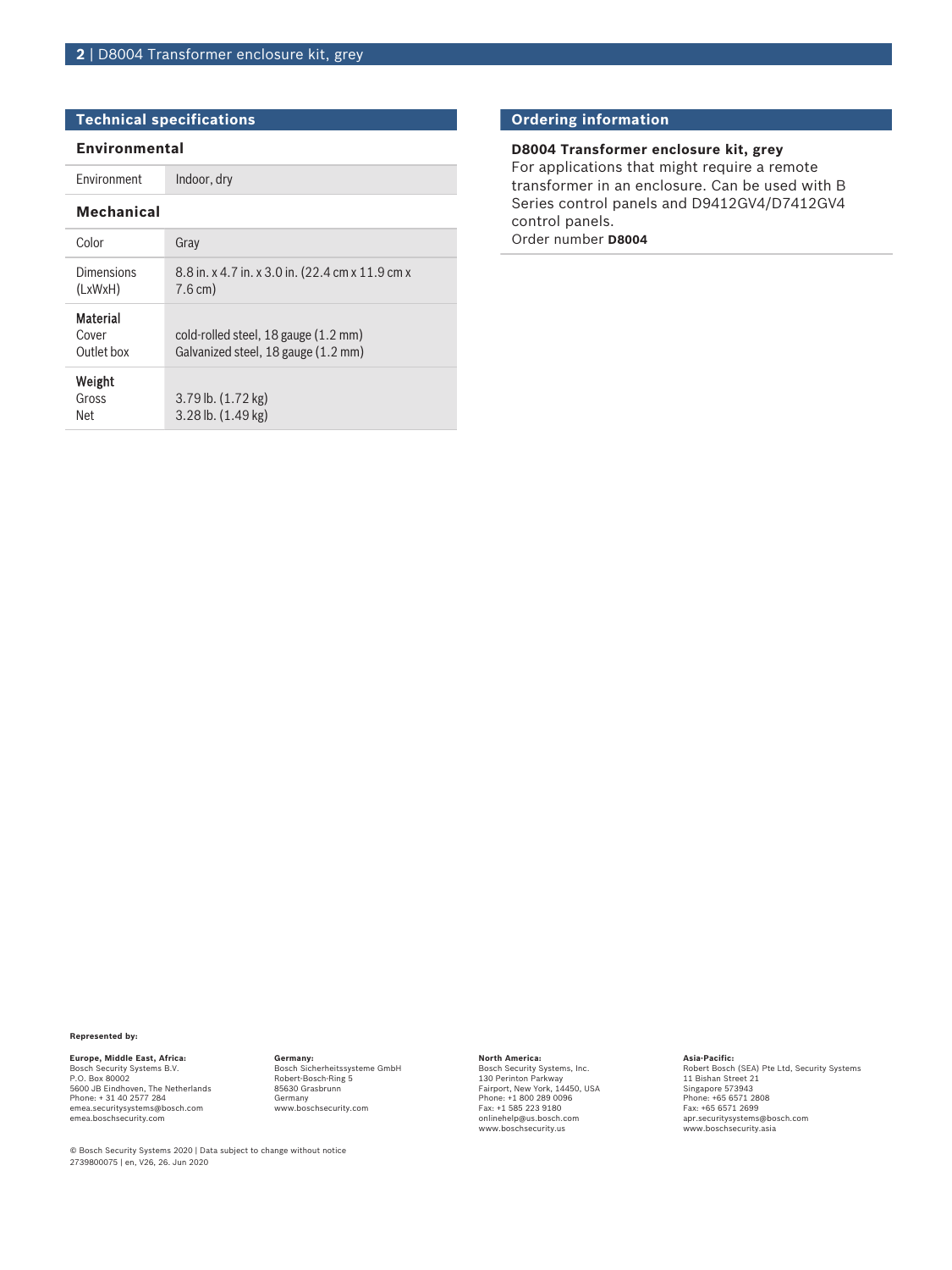## Technical specifications

### Environmental

| | |
|---|---|
| Environment | Indoor, dry |

### Mechanical

| | |
|---|---|
| Color | Gray |
| Dimensions (LxWxH) | 8.8 in. x 4.7 in. x 3.0 in. (22.4 cm x 11.9 cm x 7.6 cm) |
| **Material** | |
| Cover | cold-rolled steel, 18 gauge (1.2 mm) |
| Outlet box | Galvanized steel, 18 gauge (1.2 mm) |
| **Weight** | |
| Gross | 3.79 lb. (1.72 kg) |
| Net | 3.28 lb. (1.49 kg) |

## Ordering information

**D8004 Transformer enclosure kit, grey**
For applications that might require a remote transformer in an enclosure. Can be used with B Series control panels and D9412GV4/D7412GV4 control panels.
Order number **D8004**

**Represented by:**

**Europe, Middle East, Africa:**
Bosch Security Systems B.V.
P.O. Box 80002
5600 JB Eindhoven, The Netherlands
Phone: + 31 40 2577 284
emea.securitysystems@bosch.com
emea.boschsecurity.com

**Germany:**
Bosch Sicherheitssysteme GmbH
Robert-Bosch-Ring 5
85630 Grasbrunn
Germany
www.boschsecurity.com

**North America:**
Bosch Security Systems, Inc.
130 Perinton Parkway
Fairport, New York, 14450, USA
Phone: +1 800 289 0096
Fax: +1 585 223 9180
onlinehelp@us.bosch.com
www.boschsecurity.us

**Asia-Pacific:**
Robert Bosch (SEA) Pte Ltd, Security Systems
11 Bishan Street 21
Singapore 573943
Phone: +65 6571 2808
Fax: +65 6571 2699
apr.securitysystems@bosch.com
www.boschsecurity.asia

© Bosch Security Systems 2020 | Data subject to change without notice
2739800075 | en, V26, 26. Jun 2020